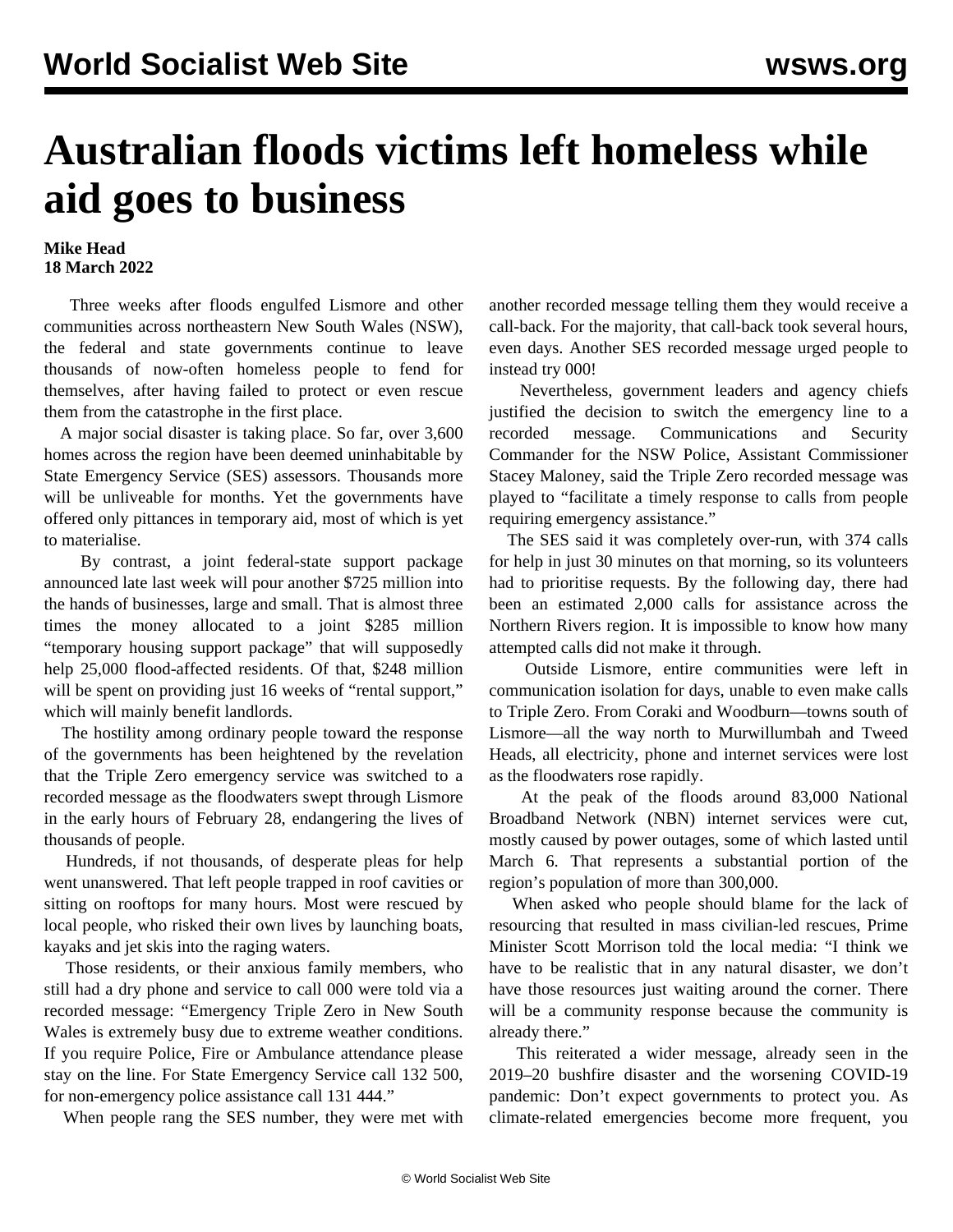# Australian floods victims left homeless while aid goes to business

**Mike Head**
**18 March 2022**

Three weeks after floods engulfed Lismore and other communities across northeastern New South Wales (NSW), the federal and state governments continue to leave thousands of now-often homeless people to fend for themselves, after having failed to protect or even rescue them from the catastrophe in the first place.

A major social disaster is taking place. So far, over 3,600 homes across the region have been deemed uninhabitable by State Emergency Service (SES) assessors. Thousands more will be unliveable for months. Yet the governments have offered only pittances in temporary aid, most of which is yet to materialise.

By contrast, a joint federal-state support package announced late last week will pour another $725 million into the hands of businesses, large and small. That is almost three times the money allocated to a joint $285 million "temporary housing support package" that will supposedly help 25,000 flood-affected residents. Of that, $248 million will be spent on providing just 16 weeks of "rental support," which will mainly benefit landlords.

The hostility among ordinary people toward the response of the governments has been heightened by the revelation that the Triple Zero emergency service was switched to a recorded message as the floodwaters swept through Lismore in the early hours of February 28, endangering the lives of thousands of people.

Hundreds, if not thousands, of desperate pleas for help went unanswered. That left people trapped in roof cavities or sitting on rooftops for many hours. Most were rescued by local people, who risked their own lives by launching boats, kayaks and jet skis into the raging waters.

Those residents, or their anxious family members, who still had a dry phone and service to call 000 were told via a recorded message: "Emergency Triple Zero in New South Wales is extremely busy due to extreme weather conditions. If you require Police, Fire or Ambulance attendance please stay on the line. For State Emergency Service call 132 500, for non-emergency police assistance call 131 444."

When people rang the SES number, they were met with another recorded message telling them they would receive a call-back. For the majority, that call-back took several hours, even days. Another SES recorded message urged people to instead try 000!

Nevertheless, government leaders and agency chiefs justified the decision to switch the emergency line to a recorded message. Communications and Security Commander for the NSW Police, Assistant Commissioner Stacey Maloney, said the Triple Zero recorded message was played to "facilitate a timely response to calls from people requiring emergency assistance."

The SES said it was completely over-run, with 374 calls for help in just 30 minutes on that morning, so its volunteers had to prioritise requests. By the following day, there had been an estimated 2,000 calls for assistance across the Northern Rivers region. It is impossible to know how many attempted calls did not make it through.

Outside Lismore, entire communities were left in communication isolation for days, unable to even make calls to Triple Zero. From Coraki and Woodburn—towns south of Lismore—all the way north to Murwillumbah and Tweed Heads, all electricity, phone and internet services were lost as the floodwaters rose rapidly.

At the peak of the floods around 83,000 National Broadband Network (NBN) internet services were cut, mostly caused by power outages, some of which lasted until March 6. That represents a substantial portion of the region's population of more than 300,000.

When asked who people should blame for the lack of resourcing that resulted in mass civilian-led rescues, Prime Minister Scott Morrison told the local media: "I think we have to be realistic that in any natural disaster, we don't have those resources just waiting around the corner. There will be a community response because the community is already there."

This reiterated a wider message, already seen in the 2019–20 bushfire disaster and the worsening COVID-19 pandemic: Don't expect governments to protect you. As climate-related emergencies become more frequent, you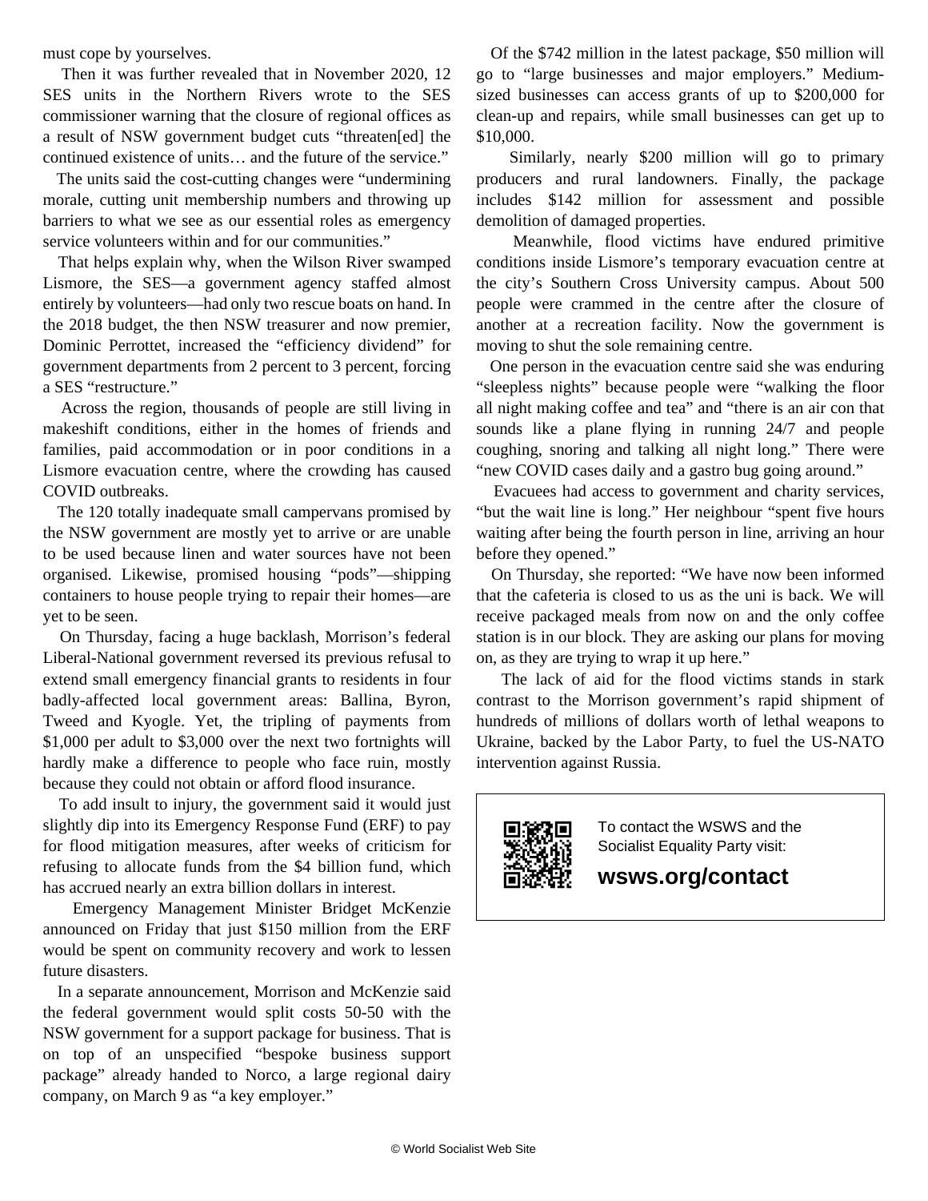must cope by yourselves.

Then it was further revealed that in November 2020, 12 SES units in the Northern Rivers wrote to the SES commissioner warning that the closure of regional offices as a result of NSW government budget cuts "threaten[ed] the continued existence of units… and the future of the service."

The units said the cost-cutting changes were "undermining morale, cutting unit membership numbers and throwing up barriers to what we see as our essential roles as emergency service volunteers within and for our communities."

That helps explain why, when the Wilson River swamped Lismore, the SES—a government agency staffed almost entirely by volunteers—had only two rescue boats on hand. In the 2018 budget, the then NSW treasurer and now premier, Dominic Perrottet, increased the "efficiency dividend" for government departments from 2 percent to 3 percent, forcing a SES "restructure."

Across the region, thousands of people are still living in makeshift conditions, either in the homes of friends and families, paid accommodation or in poor conditions in a Lismore evacuation centre, where the crowding has caused COVID outbreaks.

The 120 totally inadequate small campervans promised by the NSW government are mostly yet to arrive or are unable to be used because linen and water sources have not been organised. Likewise, promised housing "pods"—shipping containers to house people trying to repair their homes—are yet to be seen.

On Thursday, facing a huge backlash, Morrison's federal Liberal-National government reversed its previous refusal to extend small emergency financial grants to residents in four badly-affected local government areas: Ballina, Byron, Tweed and Kyogle. Yet, the tripling of payments from $1,000 per adult to $3,000 over the next two fortnights will hardly make a difference to people who face ruin, mostly because they could not obtain or afford flood insurance.

To add insult to injury, the government said it would just slightly dip into its Emergency Response Fund (ERF) to pay for flood mitigation measures, after weeks of criticism for refusing to allocate funds from the $4 billion fund, which has accrued nearly an extra billion dollars in interest.

Emergency Management Minister Bridget McKenzie announced on Friday that just $150 million from the ERF would be spent on community recovery and work to lessen future disasters.

In a separate announcement, Morrison and McKenzie said the federal government would split costs 50-50 with the NSW government for a support package for business. That is on top of an unspecified "bespoke business support package" already handed to Norco, a large regional dairy company, on March 9 as "a key employer."

Of the $742 million in the latest package, $50 million will go to "large businesses and major employers." Medium-sized businesses can access grants of up to $200,000 for clean-up and repairs, while small businesses can get up to $10,000.

Similarly, nearly $200 million will go to primary producers and rural landowners. Finally, the package includes $142 million for assessment and possible demolition of damaged properties.

Meanwhile, flood victims have endured primitive conditions inside Lismore's temporary evacuation centre at the city's Southern Cross University campus. About 500 people were crammed in the centre after the closure of another at a recreation facility. Now the government is moving to shut the sole remaining centre.

One person in the evacuation centre said she was enduring "sleepless nights" because people were "walking the floor all night making coffee and tea" and "there is an air con that sounds like a plane flying in running 24/7 and people coughing, snoring and talking all night long." There were "new COVID cases daily and a gastro bug going around."

Evacuees had access to government and charity services, "but the wait line is long." Her neighbour "spent five hours waiting after being the fourth person in line, arriving an hour before they opened."

On Thursday, she reported: "We have now been informed that the cafeteria is closed to us as the uni is back. We will receive packaged meals from now on and the only coffee station is in our block. They are asking our plans for moving on, as they are trying to wrap it up here."

The lack of aid for the flood victims stands in stark contrast to the Morrison government's rapid shipment of hundreds of millions of dollars worth of lethal weapons to Ukraine, backed by the Labor Party, to fuel the US-NATO intervention against Russia.

To contact the WSWS and the Socialist Equality Party visit:

**wsws.org/contact**